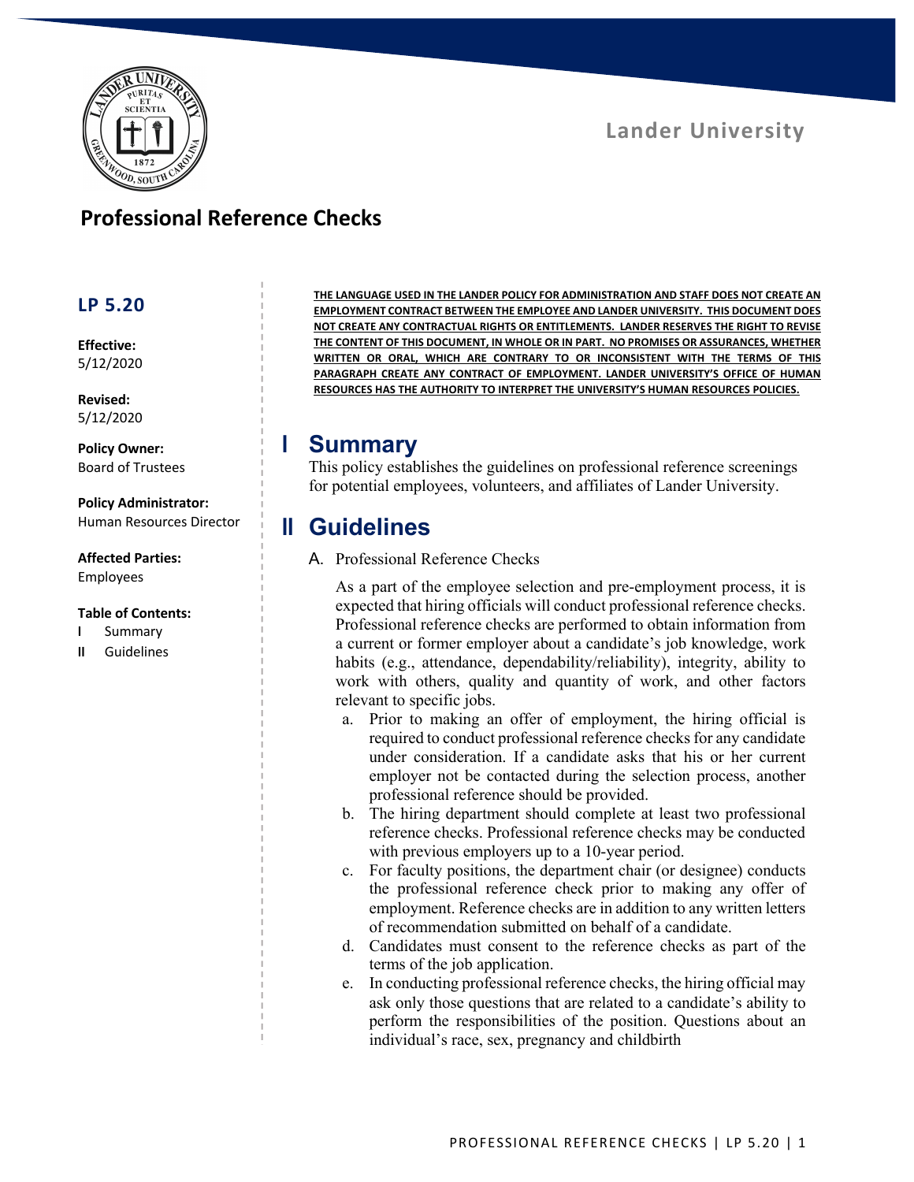Lander University

# Professional Reference Checks

## LP 5.20

**Effective:**
5/12/2020

**Revised:**
5/12/2020

**Policy Owner:**
Board of Trustees

**Policy Administrator:**
Human Resources Director

**Affected Parties:**
Employees

**Table of Contents:**

- I Summary
- II Guidelines

**THE LANGUAGE USED IN THE LANDER POLICY FOR ADMINISTRATION AND STAFF DOES NOT CREATE AN EMPLOYMENT CONTRACT BETWEEN THE EMPLOYEE AND LANDER UNIVERSITY. THIS DOCUMENT DOES NOT CREATE ANY CONTRACTUAL RIGHTS OR ENTITLEMENTS. LANDER RESERVES THE RIGHT TO REVISE THE CONTENT OF THIS DOCUMENT, IN WHOLE OR IN PART. NO PROMISES OR ASSURANCES, WHETHER WRITTEN OR ORAL, WHICH ARE CONTRARY TO OR INCONSISTENT WITH THE TERMS OF THIS PARAGRAPH CREATE ANY CONTRACT OF EMPLOYMENT. LANDER UNIVERSITY'S OFFICE OF HUMAN RESOURCES HAS THE AUTHORITY TO INTERPRET THE UNIVERSITY'S HUMAN RESOURCES POLICIES.**

# I Summary

This policy establishes the guidelines on professional reference screenings for potential employees, volunteers, and affiliates of Lander University.

# II Guidelines

A. Professional Reference Checks

As a part of the employee selection and pre-employment process, it is expected that hiring officials will conduct professional reference checks. Professional reference checks are performed to obtain information from a current or former employer about a candidate's job knowledge, work habits (e.g., attendance, dependability/reliability), integrity, ability to work with others, quality and quantity of work, and other factors relevant to specific jobs.

a. Prior to making an offer of employment, the hiring official is required to conduct professional reference checks for any candidate under consideration. If a candidate asks that his or her current employer not be contacted during the selection process, another professional reference should be provided.

b. The hiring department should complete at least two professional reference checks. Professional reference checks may be conducted with previous employers up to a 10-year period.

c. For faculty positions, the department chair (or designee) conducts the professional reference check prior to making any offer of employment. Reference checks are in addition to any written letters of recommendation submitted on behalf of a candidate.

d. Candidates must consent to the reference checks as part of the terms of the job application.

e. In conducting professional reference checks, the hiring official may ask only those questions that are related to a candidate's ability to perform the responsibilities of the position. Questions about an individual's race, sex, pregnancy and childbirth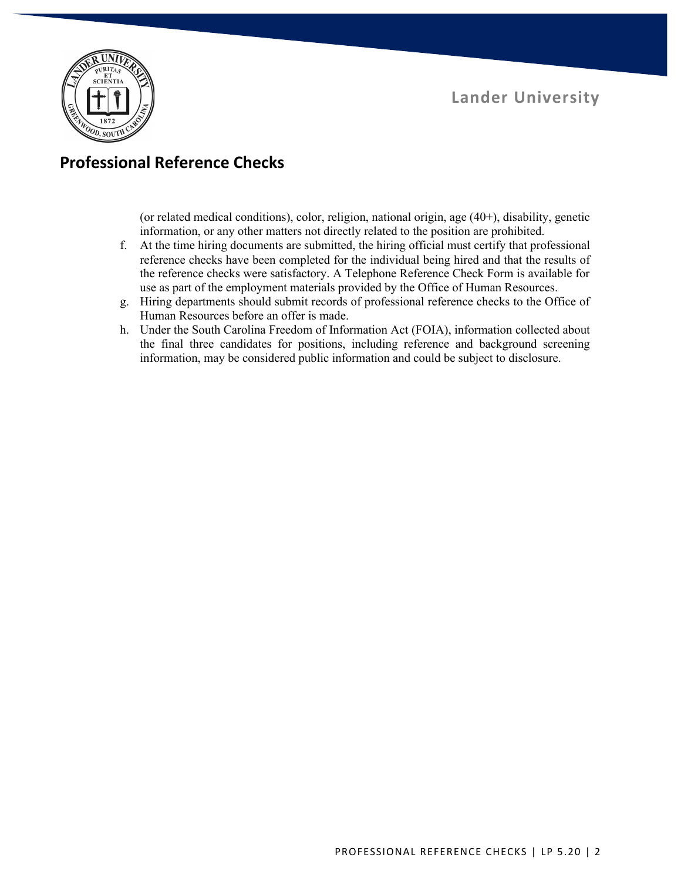(or related medical conditions), color, religion, national origin, age (40+), disability, genetic information, or any other matters not directly related to the position are prohibited.

f. At the time hiring documents are submitted, the hiring official must certify that professional reference checks have been completed for the individual being hired and that the results of the reference checks were satisfactory. A Telephone Reference Check Form is available for use as part of the employment materials provided by the Office of Human Resources.

g. Hiring departments should submit records of professional reference checks to the Office of Human Resources before an offer is made.

h. Under the South Carolina Freedom of Information Act (FOIA), information collected about the final three candidates for positions, including reference and background screening information, may be considered public information and could be subject to disclosure.